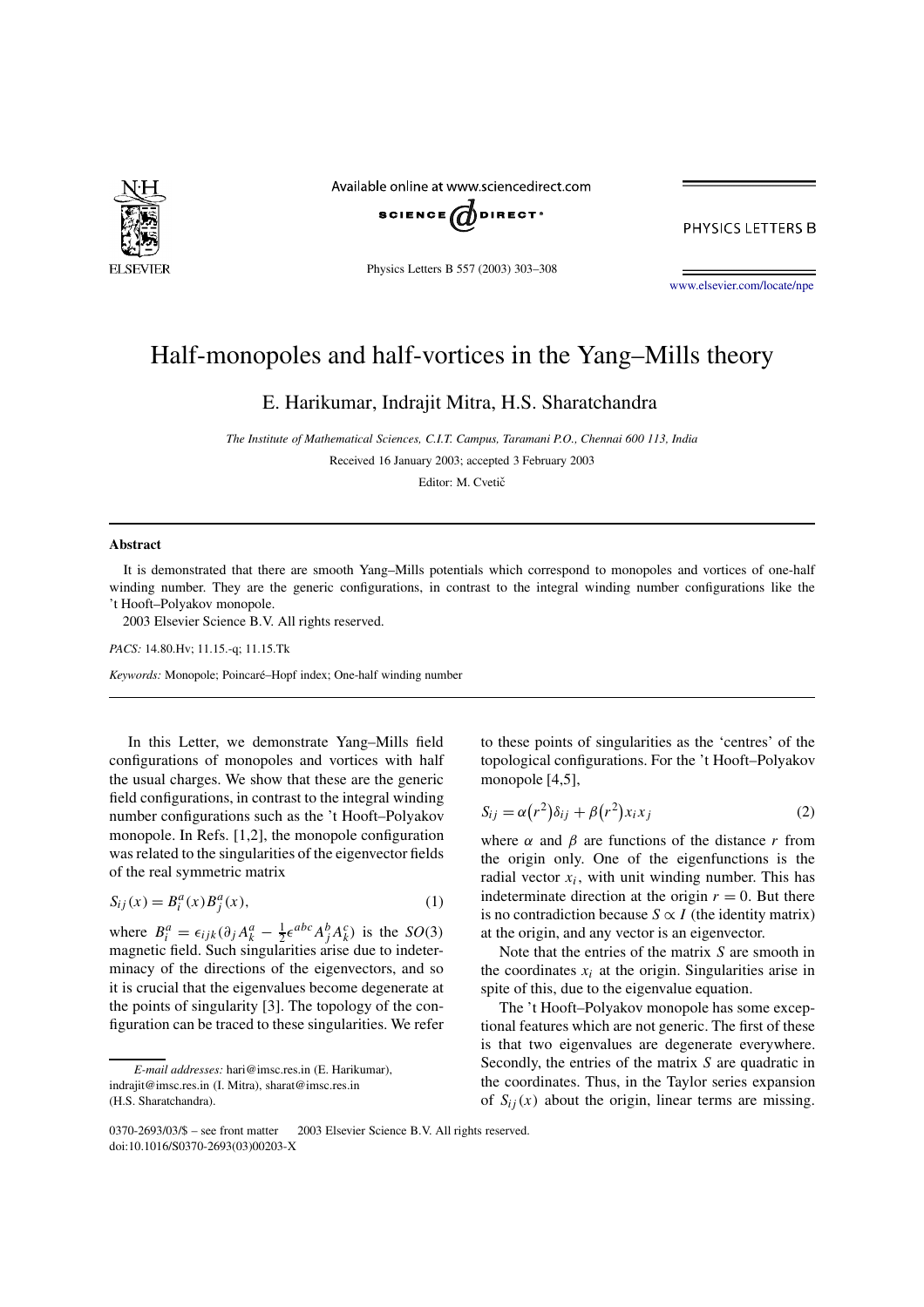# Half-monopoles and half-vortices in the Yang–Mills theory

E. Harikumar, Indrajit Mitra, H.S. Sharatchandra

*The Institute of Mathematical Sciences, C.I.T. Campus, Taramani P.O., Chennai 600 113, India*

Received 16 January 2003; accepted 3 February 2003

Editor: M. Cvetič

## Abstract

It is demonstrated that there are smooth Yang–Mills potentials which correspond to monopoles and vortices of one-half winding number. They are the generic configurations, in contrast to the integral winding number configurations like the 't Hooft–Polyakov monopole.

2003 Elsevier Science B.V. All rights reserved.

*PACS:* 14.80.Hv; 11.15.-q; 11.15.Tk

*Keywords:* Monopole; Poincaré–Hopf index; One-half winding number

In this Letter, we demonstrate Yang–Mills field configurations of monopoles and vortices with half the usual charges. We show that these are the generic field configurations, in contrast to the integral winding number configurations such as the 't Hooft–Polyakov monopole. In Refs. [1,2], the monopole configuration was related to the singularities of the eigenvector fields of the real symmetric matrix

$$S_{ij}(x) = B_i^a(x)B_j^a(x), \tag{1}$$

where $B_i^a = \epsilon_{ijk}(\partial_j A_k^a - \frac{1}{2}\epsilon^{abc}A_j^b A_k^c)$ is the $SO(3)$ magnetic field. Such singularities arise due to indeterminacy of the directions of the eigenvectors, and so it is crucial that the eigenvalues become degenerate at the points of singularity [3]. The topology of the configuration can be traced to these singularities. We refer to these points of singularities as the 'centres' of the topological configurations. For the 't Hooft–Polyakov monopole [4,5],

$$S_{ij} = \alpha(r^2)\delta_{ij} + \beta(r^2)x_i x_j \tag{2}$$

where $\alpha$ and $\beta$ are functions of the distance $r$ from the origin only. One of the eigenfunctions is the radial vector $x_i$, with unit winding number. This has indeterminate direction at the origin $r = 0$. But there is no contradiction because $S \propto I$ (the identity matrix) at the origin, and any vector is an eigenvector.

Note that the entries of the matrix $S$ are smooth in the coordinates $x_i$ at the origin. Singularities arise in spite of this, due to the eigenvalue equation.

The 't Hooft–Polyakov monopole has some exceptional features which are not generic. The first of these is that two eigenvalues are degenerate everywhere. Secondly, the entries of the matrix $S$ are quadratic in the coordinates. Thus, in the Taylor series expansion of $S_{ij}(x)$ about the origin, linear terms are missing.

*E-mail addresses:* hari@imsc.res.in (E. Harikumar), indrajit@imsc.res.in (I. Mitra), sharat@imsc.res.in (H.S. Sharatchandra).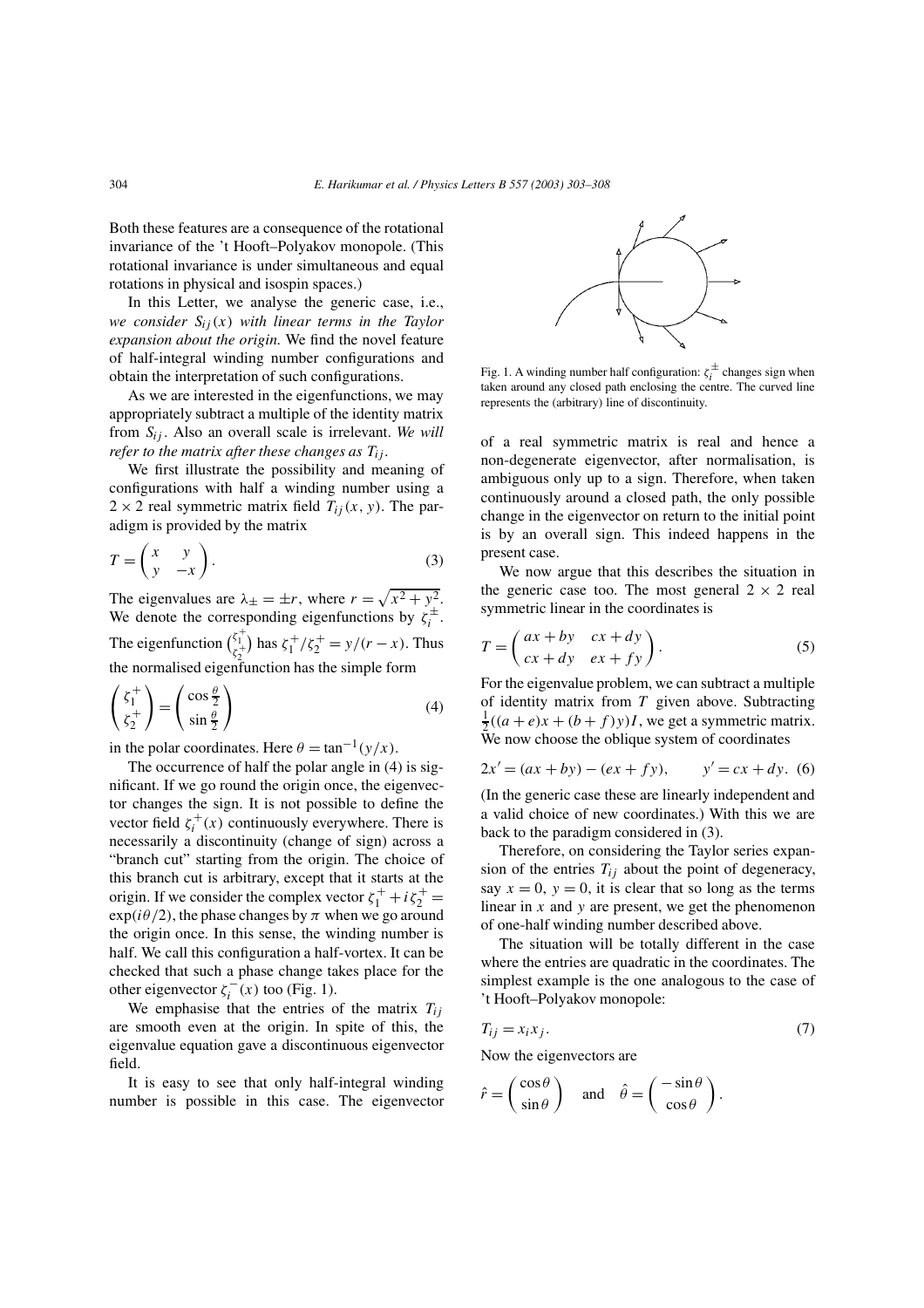Both these features are a consequence of the rotational invariance of the 't Hooft–Polyakov monopole. (This rotational invariance is under simultaneous and equal rotations in physical and isospin spaces.)

In this Letter, we analyse the generic case, i.e., *we consider $S_{ij}(x)$ with linear terms in the Taylor expansion about the origin.* We find the novel feature of half-integral winding number configurations and obtain the interpretation of such configurations.

As we are interested in the eigenfunctions, we may appropriately subtract a multiple of the identity matrix from $S_{ij}$. Also an overall scale is irrelevant. *We will refer to the matrix after these changes as $T_{ij}$.*

We first illustrate the possibility and meaning of configurations with half a winding number using a $2 \times 2$ real symmetric matrix field $T_{ij}(x, y)$. The paradigm is provided by the matrix

$$T = \begin{pmatrix} x & y \\ y & -x \end{pmatrix}. \tag{3}$$

The eigenvalues are $\lambda_{\pm} = \pm r$, where $r = \sqrt{x^2 + y^2}$. We denote the corresponding eigenfunctions by $\zeta_i^{\pm}$. The eigenfunction $\binom{\zeta_1^+}{\zeta_2^+}$ has $\zeta_1^+/\zeta_2^+ = y/(r - x)$. Thus the normalised eigenfunction has the simple form

$$\begin{pmatrix} \zeta_1^+ \\ \zeta_2^+ \end{pmatrix} = \begin{pmatrix} \cos\frac{\theta}{2} \\ \sin\frac{\theta}{2} \end{pmatrix} \tag{4}$$

in the polar coordinates. Here $\theta = \tan^{-1}(y/x)$.

The occurrence of half the polar angle in (4) is significant. If we go round the origin once, the eigenvector changes the sign. It is not possible to define the vector field $\zeta_i^+(x)$ continuously everywhere. There is necessarily a discontinuity (change of sign) across a "branch cut" starting from the origin. The choice of this branch cut is arbitrary, except that it starts at the origin. If we consider the complex vector $\zeta_1^+ + i\zeta_2^+ = \exp(i\theta/2)$, the phase changes by $\pi$ when we go around the origin once. In this sense, the winding number is half. We call this configuration a half-vortex. It can be checked that such a phase change takes place for the other eigenvector $\zeta_i^-(x)$ too (Fig. 1).

Fig. 1. A winding number half configuration: $\zeta_i^{\pm}$ changes sign when taken around any closed path enclosing the centre. The curved line represents the (arbitrary) line of discontinuity.

We emphasise that the entries of the matrix $T_{ij}$ are smooth even at the origin. In spite of this, the eigenvalue equation gave a discontinuous eigenvector field.

It is easy to see that only half-integral winding number is possible in this case. The eigenvector of a real symmetric matrix is real and hence a non-degenerate eigenvector, after normalisation, is ambiguous only up to a sign. Therefore, when taken continuously around a closed path, the only possible change in the eigenvector on return to the initial point is by an overall sign. This indeed happens in the present case.

We now argue that this describes the situation in the generic case too. The most general $2 \times 2$ real symmetric linear in the coordinates is

$$T = \begin{pmatrix} ax + by & cx + dy \\ cx + dy & ex + fy \end{pmatrix}. \tag{5}$$

For the eigenvalue problem, we can subtract a multiple of identity matrix from $T$ given above. Subtracting $\frac{1}{2}((a + e)x + (b + f)y)I$, we get a symmetric matrix. We now choose the oblique system of coordinates

$$2x' = (ax + by) - (ex + fy), \qquad y' = cx + dy. \tag{6}$$

(In the generic case these are linearly independent and a valid choice of new coordinates.) With this we are back to the paradigm considered in (3).

Therefore, on considering the Taylor series expansion of the entries $T_{ij}$ about the point of degeneracy, say $x = 0$, $y = 0$, it is clear that so long as the terms linear in $x$ and $y$ are present, we get the phenomenon of one-half winding number described above.

The situation will be totally different in the case where the entries are quadratic in the coordinates. The simplest example is the one analogous to the case of 't Hooft–Polyakov monopole:

$$T_{ij} = x_i x_j. \tag{7}$$

Now the eigenvectors are

$$\hat{r} = \begin{pmatrix} \cos\theta \\ \sin\theta \end{pmatrix} \quad \text{and} \quad \hat{\theta} = \begin{pmatrix} -\sin\theta \\ \cos\theta \end{pmatrix}.$$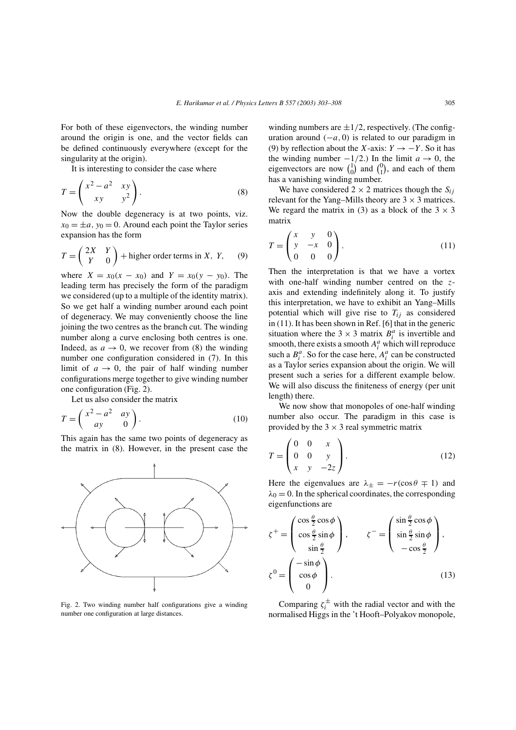For both of these eigenvectors, the winding number around the origin is one, and the vector fields can be defined continuously everywhere (except for the singularity at the origin).

It is interesting to consider the case where

$$T = \begin{pmatrix} x^2 - a^2 & xy \\ xy & y^2 \end{pmatrix}. \tag{8}$$

Now the double degeneracy is at two points, viz. $x_0 = \pm a$, $y_0 = 0$. Around each point the Taylor series expansion has the form

$$T = \begin{pmatrix} 2X & Y \\ Y & 0 \end{pmatrix} + \text{higher order terms in } X,\ Y, \tag{9}$$

where $X = x_0(x - x_0)$ and $Y = x_0(y - y_0)$. The leading term has precisely the form of the paradigm we considered (up to a multiple of the identity matrix). So we get half a winding number around each point of degeneracy. We may conveniently choose the line joining the two centres as the branch cut. The winding number along a curve enclosing both centres is one. Indeed, as $a \to 0$, we recover from (8) the winding number one configuration considered in (7). In this limit of $a \to 0$, the pair of half winding number configurations merge together to give winding number one configuration (Fig. 2).

Let us also consider the matrix

$$T = \begin{pmatrix} x^2 - a^2 & ay \\ ay & 0 \end{pmatrix}. \tag{10}$$

This again has the same two points of degeneracy as the matrix in (8). However, in the present case the winding numbers are $\pm 1/2$, respectively. (The configuration around $(-a, 0)$ is related to our paradigm in (9) by reflection about the $X$-axis: $Y \to -Y$. So it has the winding number $-1/2$.) In the limit $a \to 0$, the eigenvectors are now $\binom{1}{0}$ and $\binom{0}{1}$, and each of them has a vanishing winding number.

Fig. 2. Two winding number half configurations give a winding number one configuration at large distances.

We have considered $2 \times 2$ matrices though the $S_{ij}$ relevant for the Yang–Mills theory are $3 \times 3$ matrices. We regard the matrix in (3) as a block of the $3 \times 3$ matrix

$$T = \begin{pmatrix} x & y & 0 \\ y & -x & 0 \\ 0 & 0 & 0 \end{pmatrix}. \tag{11}$$

Then the interpretation is that we have a vortex with one-half winding number centred on the $z$-axis and extending indefinitely along it. To justify this interpretation, we have to exhibit an Yang–Mills potential which will give rise to $T_{ij}$ as considered in (11). It has been shown in Ref. [6] that in the generic situation where the $3 \times 3$ matrix $B_i^a$ is invertible and smooth, there exists a smooth $A_i^a$ which will reproduce such a $B_i^a$. So for the case here, $A_i^a$ can be constructed as a Taylor series expansion about the origin. We will present such a series for a different example below. We will also discuss the finiteness of energy (per unit length) there.

We now show that monopoles of one-half winding number also occur. The paradigm in this case is provided by the $3 \times 3$ real symmetric matrix

$$T = \begin{pmatrix} 0 & 0 & x \\ 0 & 0 & y \\ x & y & -2z \end{pmatrix}. \tag{12}$$

Here the eigenvalues are $\lambda_\pm = -r(\cos\theta \mp 1)$ and $\lambda_0 = 0$. In the spherical coordinates, the corresponding eigenfunctions are

$$\zeta^+ = \begin{pmatrix} \cos\frac{\theta}{2}\cos\phi \\ \cos\frac{\theta}{2}\sin\phi \\ \sin\frac{\theta}{2} \end{pmatrix}, \qquad \zeta^- = \begin{pmatrix} \sin\frac{\theta}{2}\cos\phi \\ \sin\frac{\theta}{2}\sin\phi \\ -\cos\frac{\theta}{2} \end{pmatrix},$$

$$\zeta^0 = \begin{pmatrix} -\sin\phi \\ \cos\phi \\ 0 \end{pmatrix}. \tag{13}$$

Comparing $\zeta_i^\pm$ with the radial vector and with the normalised Higgs in the 't Hooft–Polyakov monopole,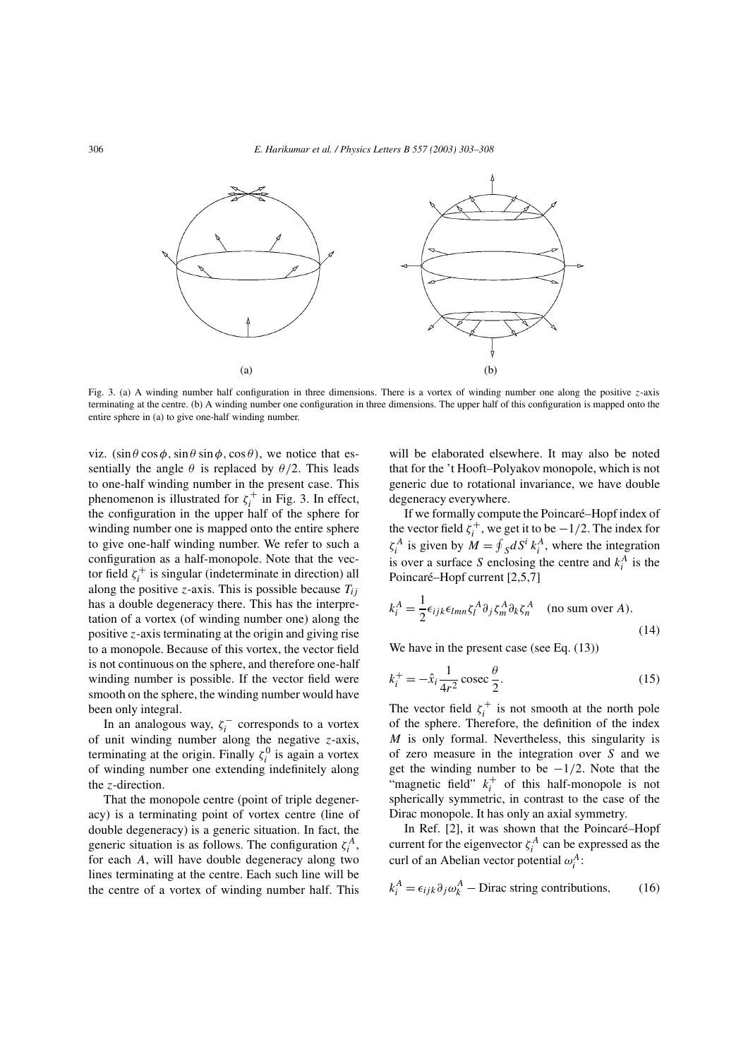(a)

(b)

Fig. 3. (a) A winding number half configuration in three dimensions. There is a vortex of winding number one along the positive $z$-axis terminating at the centre. (b) A winding number one configuration in three dimensions. The upper half of this configuration is mapped onto the entire sphere in (a) to give one-half winding number.

viz. $(\sin\theta\cos\phi, \sin\theta\sin\phi, \cos\theta)$, we notice that essentially the angle $\theta$ is replaced by $\theta/2$. This leads to one-half winding number in the present case. This phenomenon is illustrated for $\zeta_i^+$ in Fig. 3. In effect, the configuration in the upper half of the sphere for winding number one is mapped onto the entire sphere to give one-half winding number. We refer to such a configuration as a half-monopole. Note that the vector field $\zeta_i^+$ is singular (indeterminate in direction) all along the positive $z$-axis. This is possible because $T_{ij}$ has a double degeneracy there. This has the interpretation of a vortex (of winding number one) along the positive $z$-axis terminating at the origin and giving rise to a monopole. Because of this vortex, the vector field is not continuous on the sphere, and therefore one-half winding number is possible. If the vector field were smooth on the sphere, the winding number would have been only integral.

In an analogous way, $\zeta_i^-$ corresponds to a vortex of unit winding number along the negative $z$-axis, terminating at the origin. Finally $\zeta_i^0$ is again a vortex of winding number one extending indefinitely along the $z$-direction.

That the monopole centre (point of triple degeneracy) is a terminating point of vortex centre (line of double degeneracy) is a generic situation. In fact, the generic situation is as follows. The configuration $\zeta_i^A$, for each $A$, will have double degeneracy along two lines terminating at the centre. Each such line will be the centre of a vortex of winding number half. This will be elaborated elsewhere. It may also be noted that for the 't Hooft–Polyakov monopole, which is not generic due to rotational invariance, we have double degeneracy everywhere.

If we formally compute the Poincaré–Hopf index of the vector field $\zeta_i^+$, we get it to be $-1/2$. The index for $\zeta_i^A$ is given by $M = \oint_S dS^i\, k_i^A$, where the integration is over a surface $S$ enclosing the centre and $k_i^A$ is the Poincaré–Hopf current [2,5,7]

$$k_i^A = \frac{1}{2}\epsilon_{ijk}\epsilon_{lmn}\zeta_l^A\partial_j\zeta_m^A\partial_k\zeta_n^A \quad \text{(no sum over } A\text{)}. \tag{14}$$

We have in the present case (see Eq. (13))

$$k_i^+ = -\hat{x}_i\frac{1}{4r^2}\operatorname{cosec}\frac{\theta}{2}. \tag{15}$$

The vector field $\zeta_i^+$ is not smooth at the north pole of the sphere. Therefore, the definition of the index $M$ is only formal. Nevertheless, this singularity is of zero measure in the integration over $S$ and we get the winding number to be $-1/2$. Note that the "magnetic field" $k_i^+$ of this half-monopole is not spherically symmetric, in contrast to the case of the Dirac monopole. It has only an axial symmetry.

In Ref. [2], it was shown that the Poincaré–Hopf current for the eigenvector $\zeta_i^A$ can be expressed as the curl of an Abelian vector potential $\omega_i^A$:

$$k_i^A = \epsilon_{ijk}\partial_j\omega_k^A - \text{Dirac string contributions}, \tag{16}$$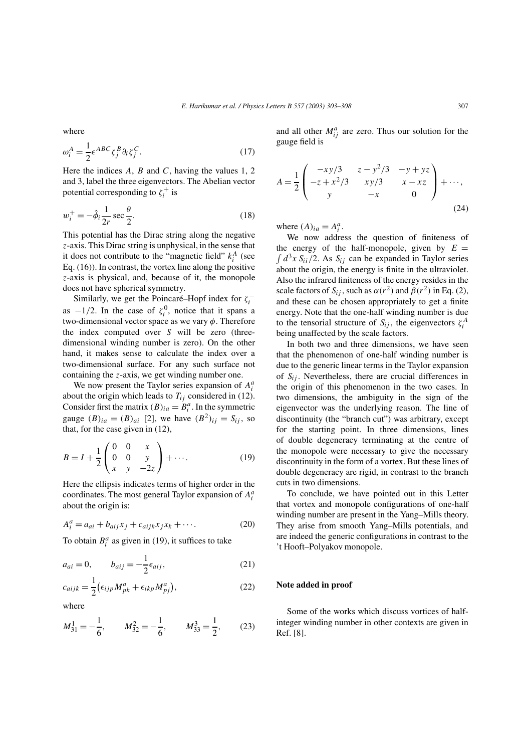where

$$\omega_i^A = \frac{1}{2}\epsilon^{ABC}\zeta_j^B \partial_i \zeta_j^C. \tag{17}$$

Here the indices $A$, $B$ and $C$, having the values 1, 2 and 3, label the three eigenvectors. The Abelian vector potential corresponding to $\zeta_i^+$ is

$$w_i^+ = -\hat{\phi}_i \frac{1}{2r}\sec\frac{\theta}{2}. \tag{18}$$

This potential has the Dirac string along the negative $z$-axis. This Dirac string is unphysical, in the sense that it does not contribute to the "magnetic field" $k_i^A$ (see Eq. (16)). In contrast, the vortex line along the positive $z$-axis is physical, and, because of it, the monopole does not have spherical symmetry.

Similarly, we get the Poincaré–Hopf index for $\zeta_i^-$ as $-1/2$. In the case of $\zeta_i^0$, notice that it spans a two-dimensional vector space as we vary $\phi$. Therefore the index computed over $S$ will be zero (three-dimensional winding number is zero). On the other hand, it makes sense to calculate the index over a two-dimensional surface. For any such surface not containing the $z$-axis, we get winding number one.

We now present the Taylor series expansion of $A_i^a$ about the origin which leads to $T_{ij}$ considered in (12). Consider first the matrix $(B)_{ia} = B_i^a$. In the symmetric gauge $(B)_{ia} = (B)_{ai}$ [2], we have $(B^2)_{ij} = S_{ij}$, so that, for the case given in (12),

$$B = I + \frac{1}{2}\begin{pmatrix} 0 & 0 & x \\ 0 & 0 & y \\ x & y & -2z \end{pmatrix} + \cdots. \tag{19}$$

Here the ellipsis indicates terms of higher order in the coordinates. The most general Taylor expansion of $A_i^a$ about the origin is:

$$A_i^a = a_{ai} + b_{aij}x_j + c_{aijk}x_j x_k + \cdots. \tag{20}$$

To obtain $B_i^a$ as given in (19), it suffices to take

$$a_{ai} = 0, \qquad b_{aij} = -\frac{1}{2}\epsilon_{aij}, \tag{21}$$

$$c_{aijk} = \frac{1}{2}\left(\epsilon_{ijp}M_{pk}^a + \epsilon_{ikp}M_{pj}^a\right), \tag{22}$$

where

$$M_{31}^1 = -\frac{1}{6}, \qquad M_{32}^2 = -\frac{1}{6}, \qquad M_{33}^3 = \frac{1}{2}, \tag{23}$$

and all other $M_{ij}^a$ are zero. Thus our solution for the gauge field is

$$A = \frac{1}{2}\begin{pmatrix} -xy/3 & z - y^2/3 & -y + yz \\ -z + x^2/3 & xy/3 & x - xz \\ y & -x & 0 \end{pmatrix} + \cdots, \tag{24}$$

where $(A)_{ia} = A_i^a$.

We now address the question of finiteness of the energy of the half-monopole, given by $E = \int d^3x\, S_{ii}/2$. As $S_{ij}$ can be expanded in Taylor series about the origin, the energy is finite in the ultraviolet. Also the infrared finiteness of the energy resides in the scale factors of $S_{ij}$, such as $\alpha(r^2)$ and $\beta(r^2)$ in Eq. (2), and these can be chosen appropriately to get a finite energy. Note that the one-half winding number is due to the tensorial structure of $S_{ij}$, the eigenvectors $\zeta_i^A$ being unaffected by the scale factors.

In both two and three dimensions, we have seen that the phenomenon of one-half winding number is due to the generic linear terms in the Taylor expansion of $S_{ij}$. Nevertheless, there are crucial differences in the origin of this phenomenon in the two cases. In two dimensions, the ambiguity in the sign of the eigenvector was the underlying reason. The line of discontinuity (the "branch cut") was arbitrary, except for the starting point. In three dimensions, lines of double degeneracy terminating at the centre of the monopole were necessary to give the necessary discontinuity in the form of a vortex. But these lines of double degeneracy are rigid, in contrast to the branch cuts in two dimensions.

To conclude, we have pointed out in this Letter that vortex and monopole configurations of one-half winding number are present in the Yang–Mills theory. They arise from smooth Yang–Mills potentials, and are indeed the generic configurations in contrast to the 't Hooft–Polyakov monopole.

## Note added in proof

Some of the works which discuss vortices of half-integer winding number in other contexts are given in Ref. [8].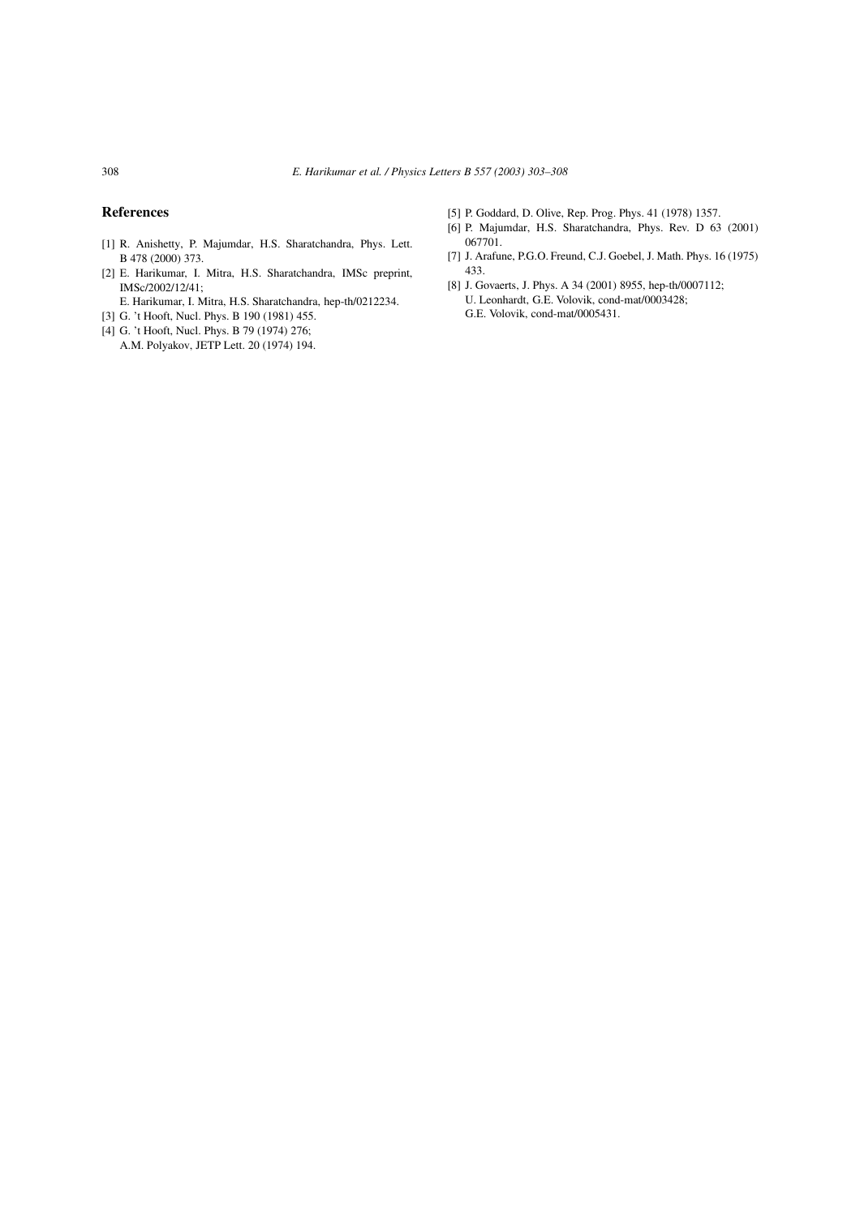## References

[1] R. Anishetty, P. Majumdar, H.S. Sharatchandra, Phys. Lett. B 478 (2000) 373.

[2] E. Harikumar, I. Mitra, H.S. Sharatchandra, IMSc preprint, IMSc/2002/12/41;
E. Harikumar, I. Mitra, H.S. Sharatchandra, hep-th/0212234.

[3] G. 't Hooft, Nucl. Phys. B 190 (1981) 455.

[4] G. 't Hooft, Nucl. Phys. B 79 (1974) 276;
A.M. Polyakov, JETP Lett. 20 (1974) 194.

[5] P. Goddard, D. Olive, Rep. Prog. Phys. 41 (1978) 1357.

[6] P. Majumdar, H.S. Sharatchandra, Phys. Rev. D 63 (2001) 067701.

[7] J. Arafune, P.G.O. Freund, C.J. Goebel, J. Math. Phys. 16 (1975) 433.

[8] J. Govaerts, J. Phys. A 34 (2001) 8955, hep-th/0007112;
U. Leonhardt, G.E. Volovik, cond-mat/0003428;
G.E. Volovik, cond-mat/0005431.